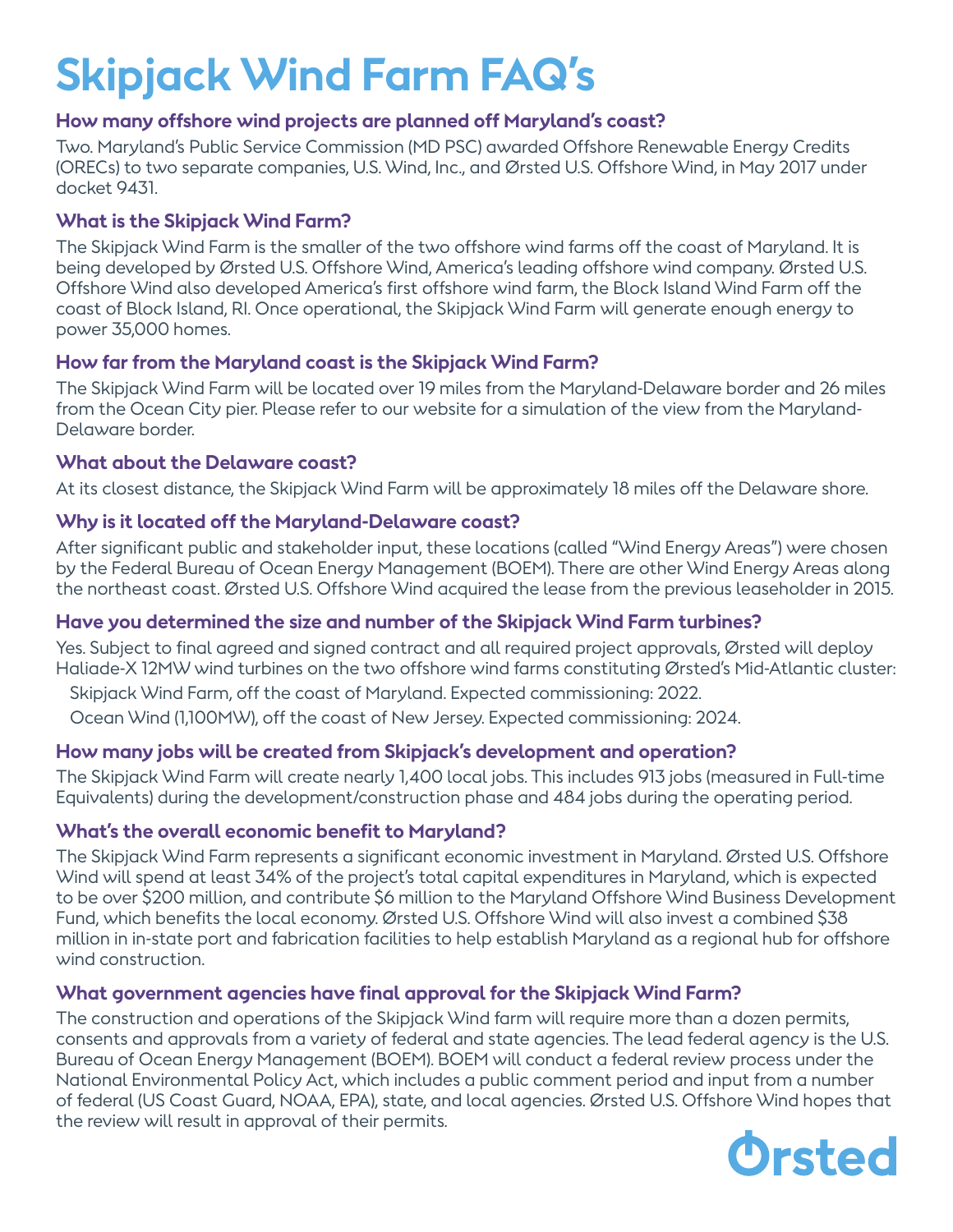# Skipjack Wind Farm FAQ's

### How many offshore wind projects are planned off Maryland's coast?

Two. Maryland's Public Service Commission (MD PSC) awarded Offshore Renewable Energy Credits (ORECs) to two separate companies, U.S. Wind, Inc., and Ørsted U.S. Offshore Wind, in May 2017 under docket 9431.

### What is the Skipjack Wind Farm?

The Skipjack Wind Farm is the smaller of the two offshore wind farms off the coast of Maryland. It is being developed by Ørsted U.S. Offshore Wind, America's leading offshore wind company. Ørsted U.S. Offshore Wind also developed America's first offshore wind farm, the Block Island Wind Farm off the coast of Block Island, RI. Once operational, the Skipjack Wind Farm will generate enough energy to power 35,000 homes.

### How far from the Maryland coast is the Skipjack Wind Farm?

The Skipjack Wind Farm will be located over 19 miles from the Maryland-Delaware border and 26 miles from the Ocean City pier. Please refer to our website for a simulation of the view from the Maryland-Delaware border.

### What about the Delaware coast?

At its closest distance, the Skipjack Wind Farm will be approximately 18 miles off the Delaware shore.

### Why is it located off the Maryland-Delaware coast?

After significant public and stakeholder input, these locations (called "Wind Energy Areas") were chosen by the Federal Bureau of Ocean Energy Management (BOEM). There are other Wind Energy Areas along the northeast coast. Ørsted U.S. Offshore Wind acquired the lease from the previous leaseholder in 2015.

### Have you determined the size and number of the Skipjack Wind Farm turbines?

Yes. Subject to final agreed and signed contract and all required project approvals, Ørsted will deploy Haliade-X 12MW wind turbines on the two offshore wind farms constituting Ørsted's Mid-Atlantic cluster:

- Skipjack Wind Farm, off the coast of Maryland. Expected commissioning: 2022.
- Ocean Wind (1,100MW), off the coast of New Jersey. Expected commissioning: 2024.

### How many jobs will be created from Skipjack's development and operation?

The Skipjack Wind Farm will create nearly 1,400 local jobs. This includes 913 jobs (measured in Full-time Equivalents) during the development/construction phase and 484 jobs during the operating period.

### What's the overall economic benefit to Maryland?

The Skipjack Wind Farm represents a significant economic investment in Maryland. Ørsted U.S. Offshore Wind will spend at least 34% of the project's total capital expenditures in Maryland, which is expected to be over $200 million, and contribute $6 million to the Maryland Offshore Wind Business Development Fund, which benefits the local economy. Ørsted U.S. Offshore Wind will also invest a combined $38 million in in-state port and fabrication facilities to help establish Maryland as a regional hub for offshore wind construction.

### What government agencies have final approval for the Skipjack Wind Farm?

The construction and operations of the Skipjack Wind farm will require more than a dozen permits, consents and approvals from a variety of federal and state agencies. The lead federal agency is the U.S. Bureau of Ocean Energy Management (BOEM). BOEM will conduct a federal review process under the National Environmental Policy Act, which includes a public comment period and input from a number of federal (US Coast Guard, NOAA, EPA), state, and local agencies. Ørsted U.S. Offshore Wind hopes that the review will result in approval of their permits.

Ørsted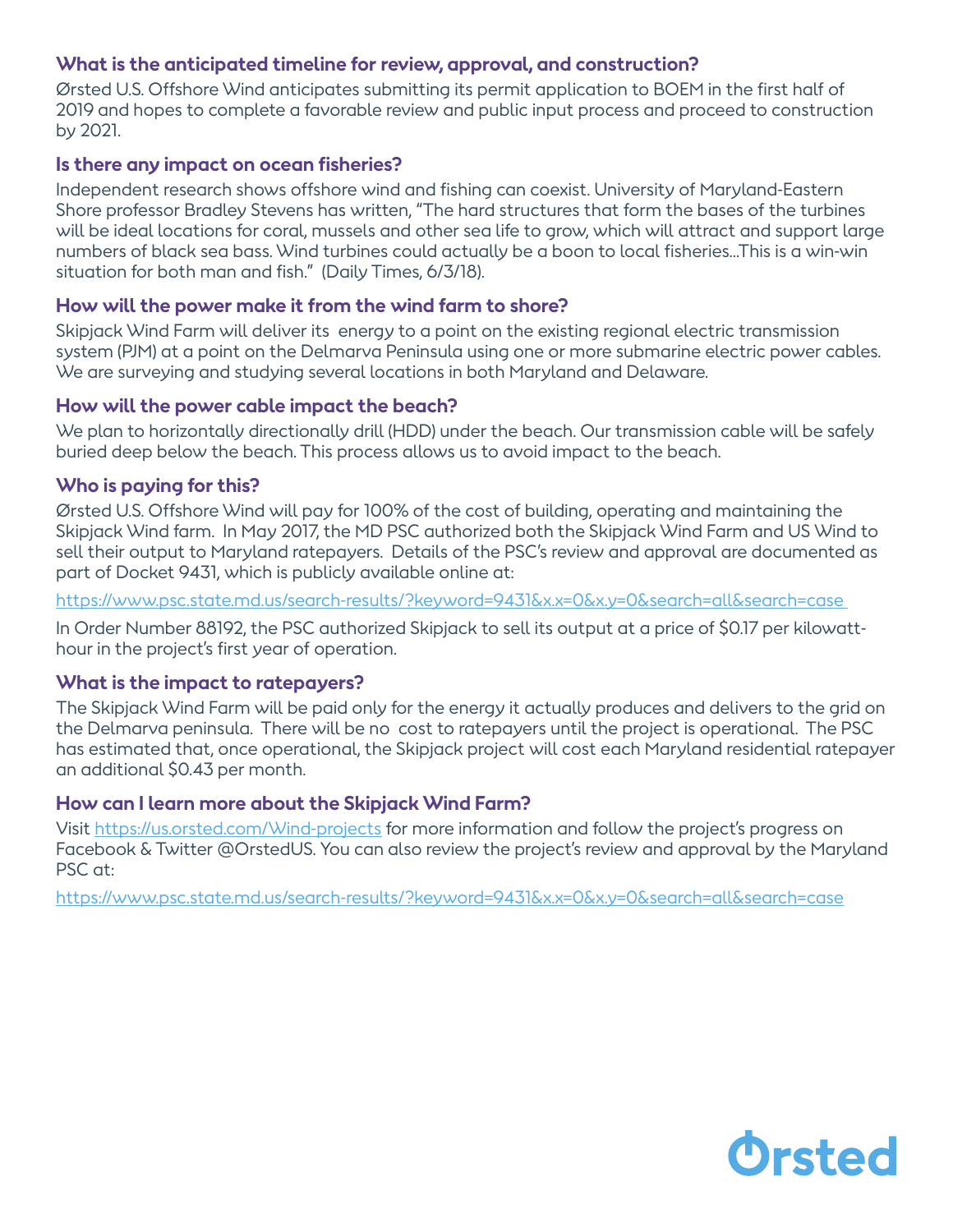### What is the anticipated timeline for review, approval, and construction?

Ørsted U.S. Offshore Wind anticipates submitting its permit application to BOEM in the first half of 2019 and hopes to complete a favorable review and public input process and proceed to construction by 2021.

### Is there any impact on ocean fisheries?

Independent research shows offshore wind and fishing can coexist. University of Maryland-Eastern Shore professor Bradley Stevens has written, "The hard structures that form the bases of the turbines will be ideal locations for coral, mussels and other sea life to grow, which will attract and support large numbers of black sea bass. Wind turbines could actually be a boon to local fisheries...This is a win-win situation for both man and fish." (Daily Times, 6/3/18).

### How will the power make it from the wind farm to shore?

Skipjack Wind Farm will deliver its energy to a point on the existing regional electric transmission system (PJM) at a point on the Delmarva Peninsula using one or more submarine electric power cables. We are surveying and studying several locations in both Maryland and Delaware.

### How will the power cable impact the beach?

We plan to horizontally directionally drill (HDD) under the beach. Our transmission cable will be safely buried deep below the beach. This process allows us to avoid impact to the beach.

### Who is paying for this?

Ørsted U.S. Offshore Wind will pay for 100% of the cost of building, operating and maintaining the Skipjack Wind farm. In May 2017, the MD PSC authorized both the Skipjack Wind Farm and US Wind to sell their output to Maryland ratepayers. Details of the PSC's review and approval are documented as part of Docket 9431, which is publicly available online at:

https://www.psc.state.md.us/search-results/?keyword=9431&x.x=0&x.y=0&search=all&search=case

In Order Number 88192, the PSC authorized Skipjack to sell its output at a price of $0.17 per kilowatt-hour in the project's first year of operation.

### What is the impact to ratepayers?

The Skipjack Wind Farm will be paid only for the energy it actually produces and delivers to the grid on the Delmarva peninsula. There will be no cost to ratepayers until the project is operational. The PSC has estimated that, once operational, the Skipjack project will cost each Maryland residential ratepayer an additional $0.43 per month.

### How can I learn more about the Skipjack Wind Farm?

Visit https://us.orsted.com/Wind-projects for more information and follow the project's progress on Facebook & Twitter @OrstedUS. You can also review the project's review and approval by the Maryland PSC at:

https://www.psc.state.md.us/search-results/?keyword=9431&x.x=0&x.y=0&search=all&search=case

Ørsted